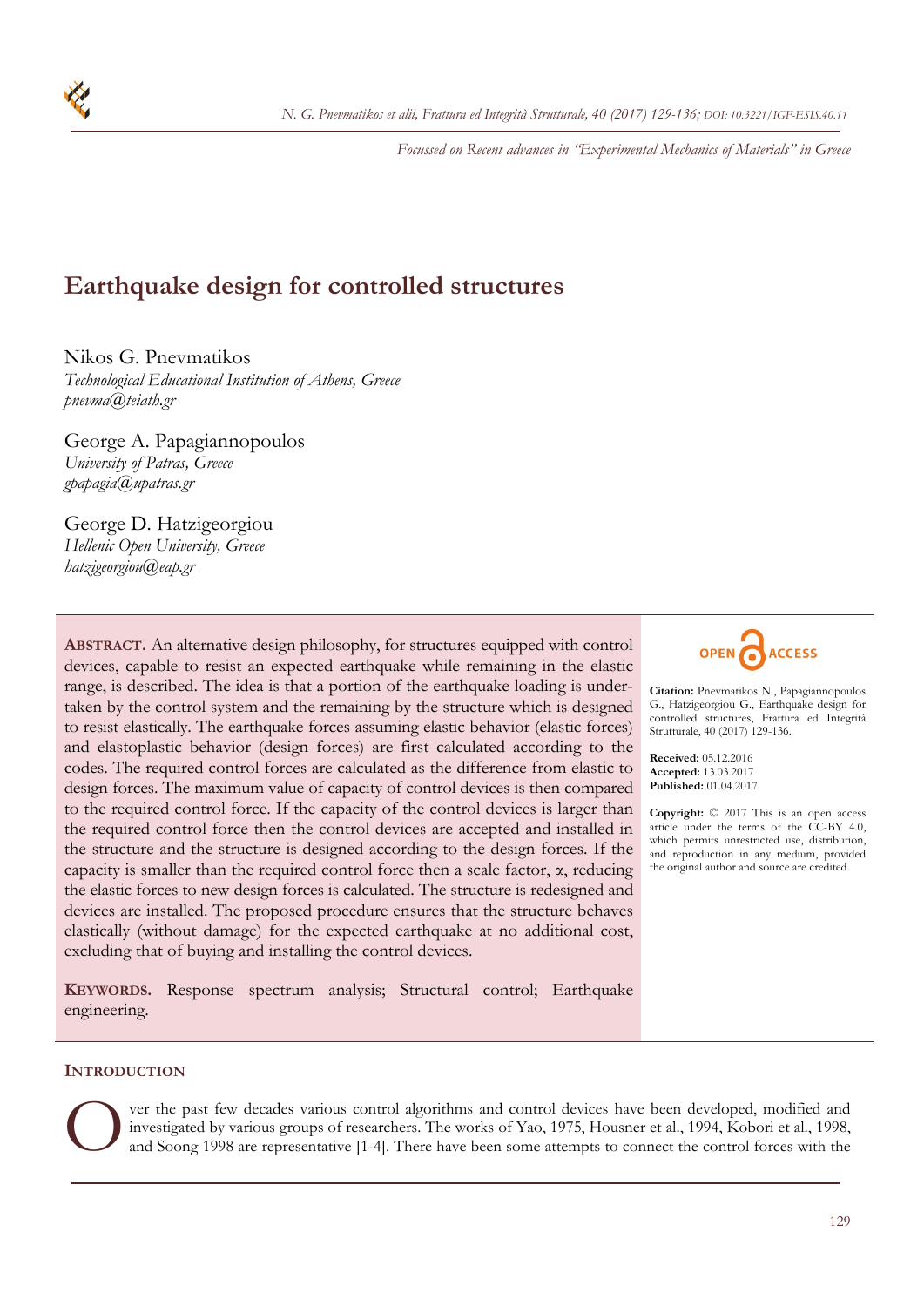*Focussed on Recent advances in "Experimental Mechanics of Materials" in Greece*

# Earthquake design for controlled structures

Nikos G. Pnevmatikos
*Technological Educational Institution of Athens, Greece*
*pnevma@teiath.gr*

George A. Papagiannopoulos
*University of Patras, Greece*
*gpapagia@upatras.gr*

George D. Hatzigeorgiou
*Hellenic Open University, Greece*
*hatzigeorgiou@eap.gr*

**ABSTRACT.** An alternative design philosophy, for structures equipped with control devices, capable to resist an expected earthquake while remaining in the elastic range, is described. The idea is that a portion of the earthquake loading is undertaken by the control system and the remaining by the structure which is designed to resist elastically. The earthquake forces assuming elastic behavior (elastic forces) and elastoplastic behavior (design forces) are first calculated according to the codes. The required control forces are calculated as the difference from elastic to design forces. The maximum value of capacity of control devices is then compared to the required control force. If the capacity of the control devices is larger than the required control force then the control devices are accepted and installed in the structure and the structure is designed according to the design forces. If the capacity is smaller than the required control force then a scale factor, α, reducing the elastic forces to new design forces is calculated. The structure is redesigned and devices are installed. The proposed procedure ensures that the structure behaves elastically (without damage) for the expected earthquake at no additional cost, excluding that of buying and installing the control devices.

**KEYWORDS.** Response spectrum analysis; Structural control; Earthquake engineering.

OPEN ACCESS

**Citation:** Pnevmatikos N., Papagiannopoulos G., Hatzigeorgiou G., Earthquake design for controlled structures, Frattura ed Integrità Strutturale, 40 (2017) 129-136.

**Received:** 05.12.2016
**Accepted:** 13.03.2017
**Published:** 01.04.2017

**Copyright:** © 2017 This is an open access article under the terms of the CC-BY 4.0, which permits unrestricted use, distribution, and reproduction in any medium, provided the original author and source are credited.

## INTRODUCTION

Over the past few decades various control algorithms and control devices have been developed, modified and investigated by various groups of researchers. The works of Yao, 1975, Housner et al., 1994, Kobori et al., 1998, and Soong 1998 are representative [1-4]. There have been some attempts to connect the control forces with the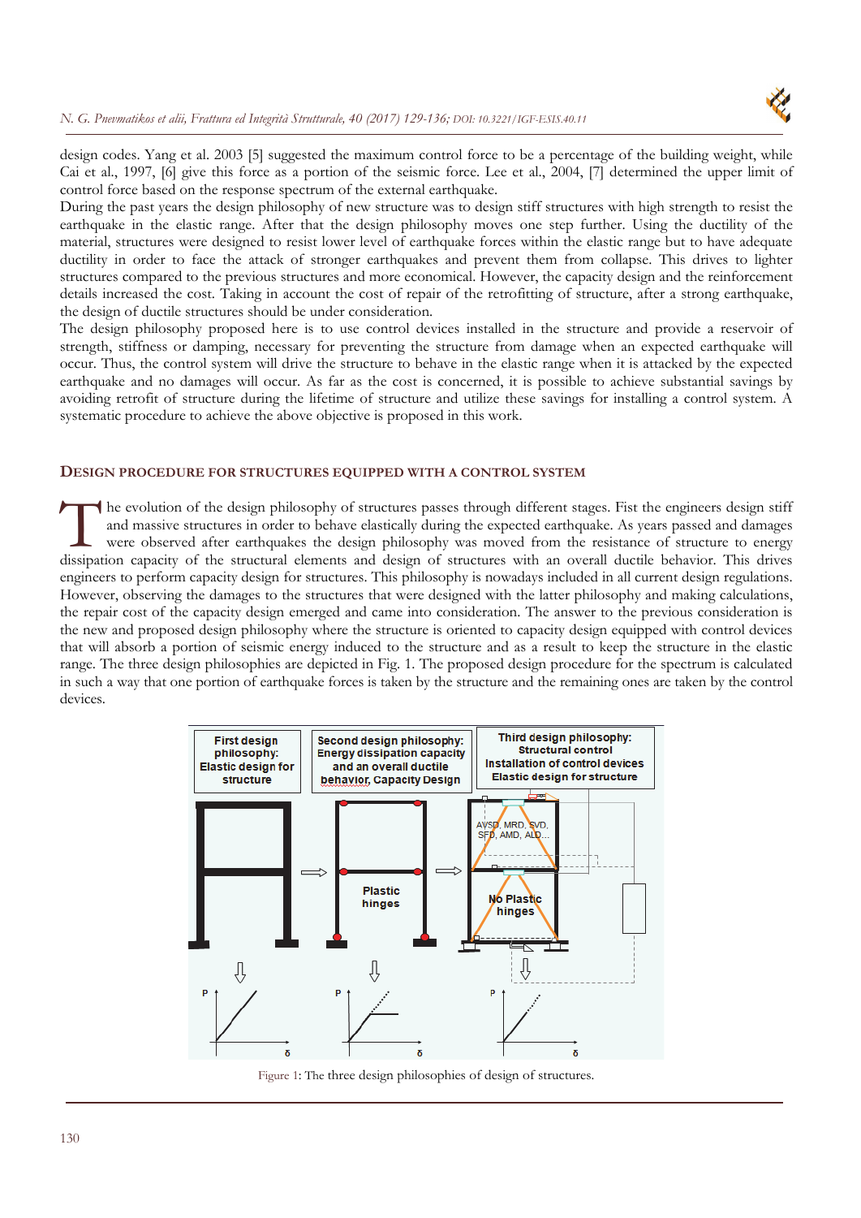design codes. Yang et al. 2003 [5] suggested the maximum control force to be a percentage of the building weight, while Cai et al., 1997, [6] give this force as a portion of the seismic force. Lee et al., 2004, [7] determined the upper limit of control force based on the response spectrum of the external earthquake.

During the past years the design philosophy of new structure was to design stiff structures with high strength to resist the earthquake in the elastic range. After that the design philosophy moves one step further. Using the ductility of the material, structures were designed to resist lower level of earthquake forces within the elastic range but to have adequate ductility in order to face the attack of stronger earthquakes and prevent them from collapse. This drives to lighter structures compared to the previous structures and more economical. However, the capacity design and the reinforcement details increased the cost. Taking in account the cost of repair of the retrofitting of structure, after a strong earthquake, the design of ductile structures should be under consideration.

The design philosophy proposed here is to use control devices installed in the structure and provide a reservoir of strength, stiffness or damping, necessary for preventing the structure from damage when an expected earthquake will occur. Thus, the control system will drive the structure to behave in the elastic range when it is attacked by the expected earthquake and no damages will occur. As far as the cost is concerned, it is possible to achieve substantial savings by avoiding retrofit of structure during the lifetime of structure and utilize these savings for installing a control system. A systematic procedure to achieve the above objective is proposed in this work.

## DESIGN PROCEDURE FOR STRUCTURES EQUIPPED WITH A CONTROL SYSTEM

The evolution of the design philosophy of structures passes through different stages. Fist the engineers design stiff and massive structures in order to behave elastically during the expected earthquake. As years passed and damages were observed after earthquakes the design philosophy was moved from the resistance of structure to energy dissipation capacity of the structural elements and design of structures with an overall ductile behavior. This drives engineers to perform capacity design for structures. This philosophy is nowadays included in all current design regulations. However, observing the damages to the structures that were designed with the latter philosophy and making calculations, the repair cost of the capacity design emerged and came into consideration. The answer to the previous consideration is the new and proposed design philosophy where the structure is oriented to capacity design equipped with control devices that will absorb a portion of seismic energy induced to the structure and as a result to keep the structure in the elastic range. The three design philosophies are depicted in Fig. 1. The proposed design procedure for the spectrum is calculated in such a way that one portion of earthquake forces is taken by the structure and the remaining ones are taken by the control devices.

Figure 1: The three design philosophies of design of structures.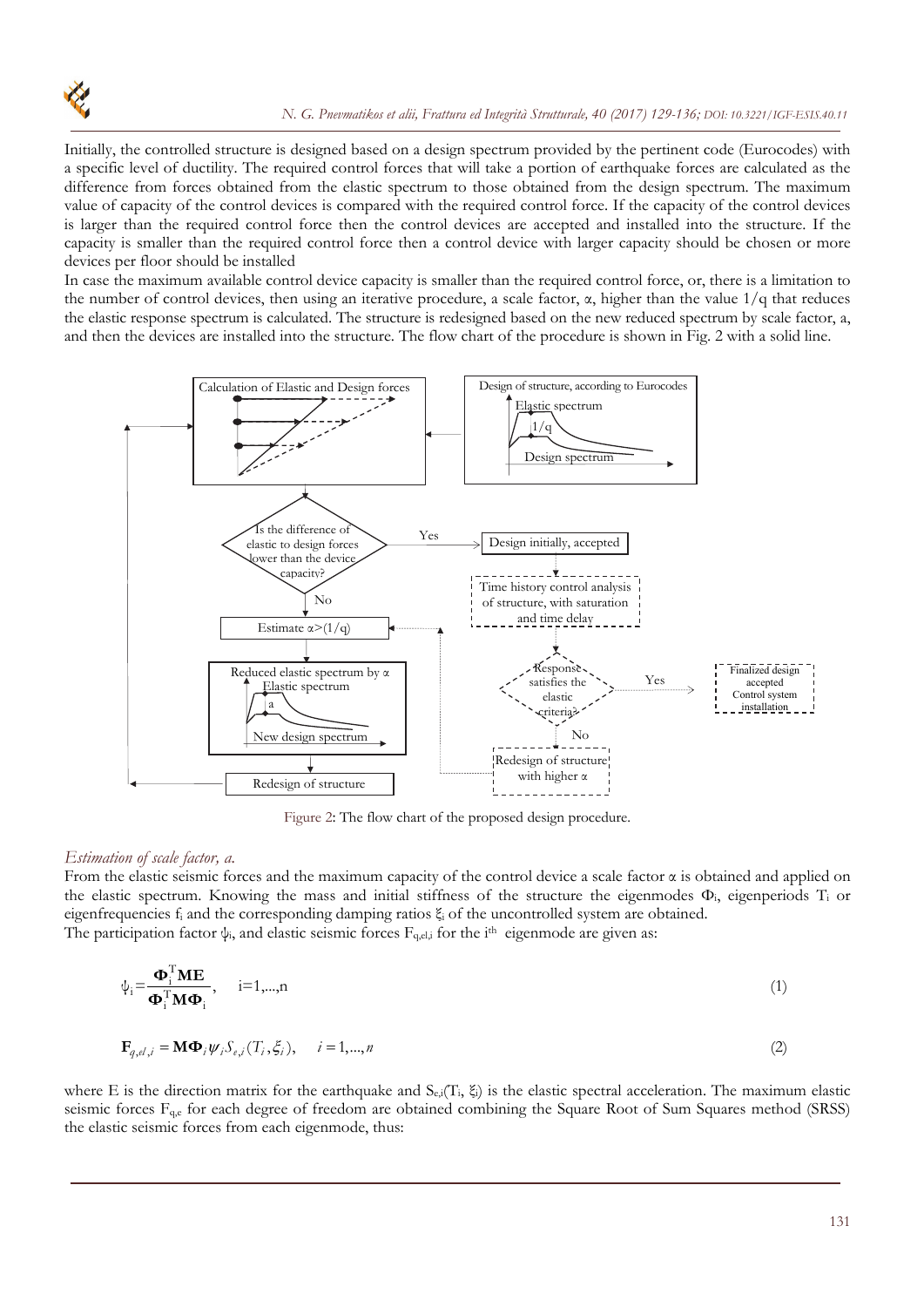Initially, the controlled structure is designed based on a design spectrum provided by the pertinent code (Eurocodes) with a specific level of ductility. The required control forces that will take a portion of earthquake forces are calculated as the difference from forces obtained from the elastic spectrum to those obtained from the design spectrum. The maximum value of capacity of the control devices is compared with the required control force. If the capacity of the control devices is larger than the required control force then the control devices are accepted and installed into the structure. If the capacity is smaller than the required control force then a control device with larger capacity should be chosen or more devices per floor should be installed

In case the maximum available control device capacity is smaller than the required control force, or, there is a limitation to the number of control devices, then using an iterative procedure, a scale factor, α, higher than the value 1/q that reduces the elastic response spectrum is calculated. The structure is redesigned based on the new reduced spectrum by scale factor, a, and then the devices are installed into the structure. The flow chart of the procedure is shown in Fig. 2 with a solid line.

Figure 2: The flow chart of the proposed design procedure.

*Estimation of scale factor, a.*

From the elastic seismic forces and the maximum capacity of the control device a scale factor α is obtained and applied on the elastic spectrum. Knowing the mass and initial stiffness of the structure the eigenmodes $\Phi_i$, eigenperiods $T_i$ or eigenfrequencies $f_i$ and the corresponding damping ratios $\xi_i$ of the uncontrolled system are obtained.

The participation factor $\psi_i$, and elastic seismic forces $F_{q,el,i}$ for the i[th] eigenmode are given as:

$$\psi_i = \frac{\mathbf{\Phi}_i^T \mathbf{M} \mathbf{E}}{\mathbf{\Phi}_i^T \mathbf{M} \mathbf{\Phi}_i}, \quad i=1,...,n \tag{1}$$

$$\mathbf{F}_{q,el,i} = \mathbf{M} \mathbf{\Phi}_i \psi_i S_{e,i}(T_i, \xi_i), \quad i = 1,...,n \tag{2}$$

where E is the direction matrix for the earthquake and $S_{e,i}(T_i, \xi_i)$ is the elastic spectral acceleration. The maximum elastic seismic forces $F_{q,e}$ for each degree of freedom are obtained combining the Square Root of Sum Squares method (SRSS) the elastic seismic forces from each eigenmode, thus: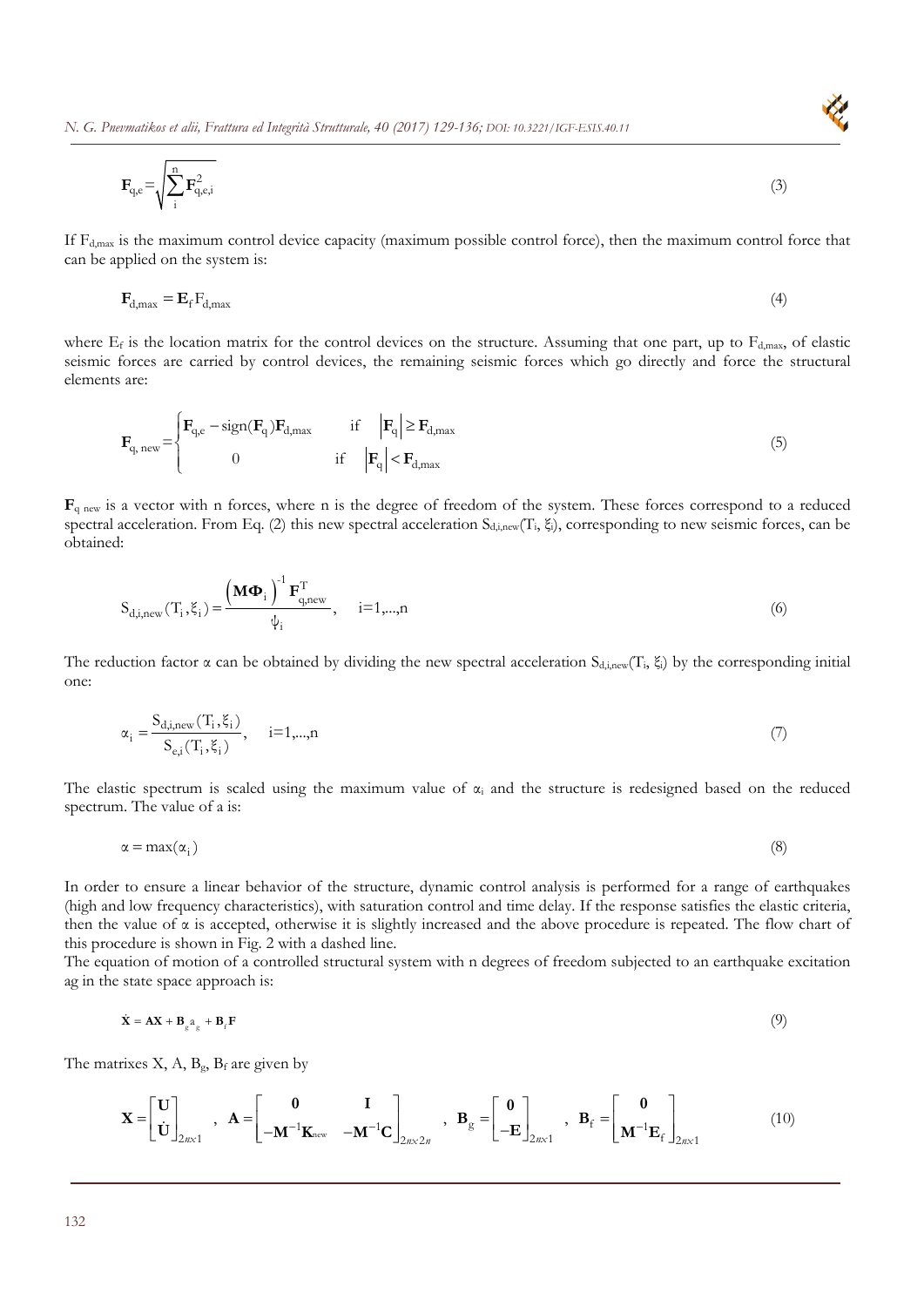$$\mathbf{F}_{q,e} = \sqrt{\sum_{i}^{n} \mathbf{F}_{q,e,i}^{2}} \tag{3}$$

If $F_{d,max}$ is the maximum control device capacity (maximum possible control force), then the maximum control force that can be applied on the system is:

$$\mathbf{F}_{d,max} = \mathbf{E}_{f} F_{d,max} \tag{4}$$

where $E_f$ is the location matrix for the control devices on the structure. Assuming that one part, up to $F_{d,max}$, of elastic seismic forces are carried by control devices, the remaining seismic forces which go directly and force the structural elements are:

$$\mathbf{F}_{q,\,new} = \begin{cases} \mathbf{F}_{q,e} - \text{sign}(\mathbf{F}_{q})\mathbf{F}_{d,max} & \text{if} \quad \left|\mathbf{F}_{q}\right| \geq \mathbf{F}_{d,max} \\ 0 & \text{if} \quad \left|\mathbf{F}_{q}\right| < \mathbf{F}_{d,max} \end{cases} \tag{5}$$

$\mathbf{F}_{q\ new}$ is a vector with n forces, where n is the degree of freedom of the system. These forces correspond to a reduced spectral acceleration. From Eq. (2) this new spectral acceleration $S_{d,i,new}(T_i, \xi_i)$, corresponding to new seismic forces, can be obtained:

$$S_{d,i,new}(T_i, \xi_i) = \frac{\left(\mathbf{M}\boldsymbol{\Phi}_i\right)^{-1} \mathbf{F}_{q,new}^{T}}{\psi_i}, \quad i=1,...,n \tag{6}$$

The reduction factor α can be obtained by dividing the new spectral acceleration $S_{d,i,new}(T_i, \xi_i)$ by the corresponding initial one:

$$\alpha_i = \frac{S_{d,i,new}(T_i, \xi_i)}{S_{e,i}(T_i, \xi_i)}, \quad i=1,...,n \tag{7}$$

The elastic spectrum is scaled using the maximum value of $\alpha_i$ and the structure is redesigned based on the reduced spectrum. The value of a is:

$$\alpha = \max(\alpha_i) \tag{8}$$

In order to ensure a linear behavior of the structure, dynamic control analysis is performed for a range of earthquakes (high and low frequency characteristics), with saturation control and time delay. If the response satisfies the elastic criteria, then the value of α is accepted, otherwise it is slightly increased and the above procedure is repeated. The flow chart of this procedure is shown in Fig. 2 with a dashed line.

The equation of motion of a controlled structural system with n degrees of freedom subjected to an earthquake excitation ag in the state space approach is:

$$\dot{\mathbf{X}} = \mathbf{A}\mathbf{X} + \mathbf{B}_{g} a_{g} + \mathbf{B}_{f}\mathbf{F} \tag{9}$$

The matrixes X, A, $B_g$, $B_f$ are given by

$$\mathbf{X} = \begin{bmatrix} \mathbf{U} \\ \dot{\mathbf{U}} \end{bmatrix}_{2n \times 1}, \quad \mathbf{A} = \begin{bmatrix} \mathbf{0} & \mathbf{I} \\ -\mathbf{M}^{-1}\mathbf{K}_{new} & -\mathbf{M}^{-1}\mathbf{C} \end{bmatrix}_{2n \times 2n}, \quad \mathbf{B}_{g} = \begin{bmatrix} \mathbf{0} \\ -\mathbf{E} \end{bmatrix}_{2n \times 1}, \quad \mathbf{B}_{f} = \begin{bmatrix} \mathbf{0} \\ \mathbf{M}^{-1}\mathbf{E}_{f} \end{bmatrix}_{2n \times 1} \tag{10}$$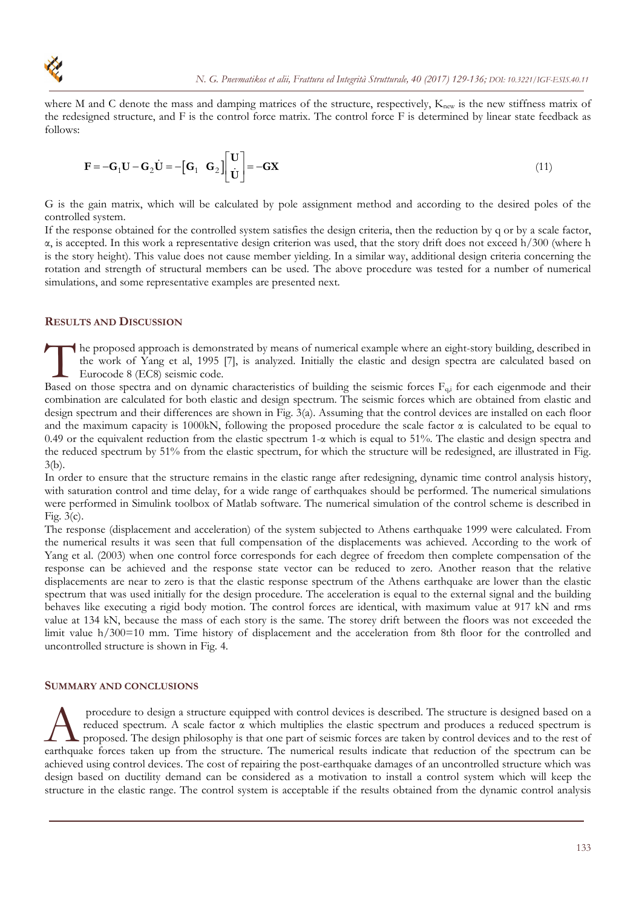where M and C denote the mass and damping matrices of the structure, respectively, $K_{new}$ is the new stiffness matrix of the redesigned structure, and F is the control force matrix. The control force F is determined by linear state feedback as follows:

$$\mathbf{F} = -\mathbf{G}_1\mathbf{U} - \mathbf{G}_2\dot{\mathbf{U}} = -\begin{bmatrix}\mathbf{G}_1 & \mathbf{G}_2\end{bmatrix}\begin{bmatrix}\mathbf{U} \\ \dot{\mathbf{U}}\end{bmatrix} = -\mathbf{G}\mathbf{X} \tag{11}$$

G is the gain matrix, which will be calculated by pole assignment method and according to the desired poles of the controlled system.

If the response obtained for the controlled system satisfies the design criteria, then the reduction by q or by a scale factor, $\alpha$, is accepted. In this work a representative design criterion was used, that the story drift does not exceed h/300 (where h is the story height). This value does not cause member yielding. In a similar way, additional design criteria concerning the rotation and strength of structural members can be used. The above procedure was tested for a number of numerical simulations, and some representative examples are presented next.

## RESULTS AND DISCUSSION

The proposed approach is demonstrated by means of numerical example where an eight-story building, described in the work of Yang et al, 1995 [7], is analyzed. Initially the elastic and design spectra are calculated based on Eurocode 8 (EC8) seismic code.

Based on those spectra and on dynamic characteristics of building the seismic forces $F_{q,i}$ for each eigenmode and their combination are calculated for both elastic and design spectrum. The seismic forces which are obtained from elastic and design spectrum and their differences are shown in Fig. 3(a). Assuming that the control devices are installed on each floor and the maximum capacity is 1000kN, following the proposed procedure the scale factor $\alpha$ is calculated to be equal to 0.49 or the equivalent reduction from the elastic spectrum $1$-$\alpha$ which is equal to 51%. The elastic and design spectra and the reduced spectrum by 51% from the elastic spectrum, for which the structure will be redesigned, are illustrated in Fig. 3(b).

In order to ensure that the structure remains in the elastic range after redesigning, dynamic time control analysis history, with saturation control and time delay, for a wide range of earthquakes should be performed. The numerical simulations were performed in Simulink toolbox of Matlab software. The numerical simulation of the control scheme is described in Fig. 3(c).

The response (displacement and acceleration) of the system subjected to Athens earthquake 1999 were calculated. From the numerical results it was seen that full compensation of the displacements was achieved. According to the work of Yang et al. (2003) when one control force corresponds for each degree of freedom then complete compensation of the response can be achieved and the response state vector can be reduced to zero. Another reason that the relative displacements are near to zero is that the elastic response spectrum of the Athens earthquake are lower than the elastic spectrum that was used initially for the design procedure. The acceleration is equal to the external signal and the building behaves like executing a rigid body motion. The control forces are identical, with maximum value at 917 kN and rms value at 134 kN, because the mass of each story is the same. The storey drift between the floors was not exceeded the limit value h/300=10 mm. Time history of displacement and the acceleration from 8th floor for the controlled and uncontrolled structure is shown in Fig. 4.

## SUMMARY AND CONCLUSIONS

A procedure to design a structure equipped with control devices is described. The structure is designed based on a reduced spectrum. A scale factor $\alpha$ which multiplies the elastic spectrum and produces a reduced spectrum is proposed. The design philosophy is that one part of seismic forces are taken by control devices and to the rest of earthquake forces taken up from the structure. The numerical results indicate that reduction of the spectrum can be achieved using control devices. The cost of repairing the post-earthquake damages of an uncontrolled structure which was design based on ductility demand can be considered as a motivation to install a control system which will keep the structure in the elastic range. The control system is acceptable if the results obtained from the dynamic control analysis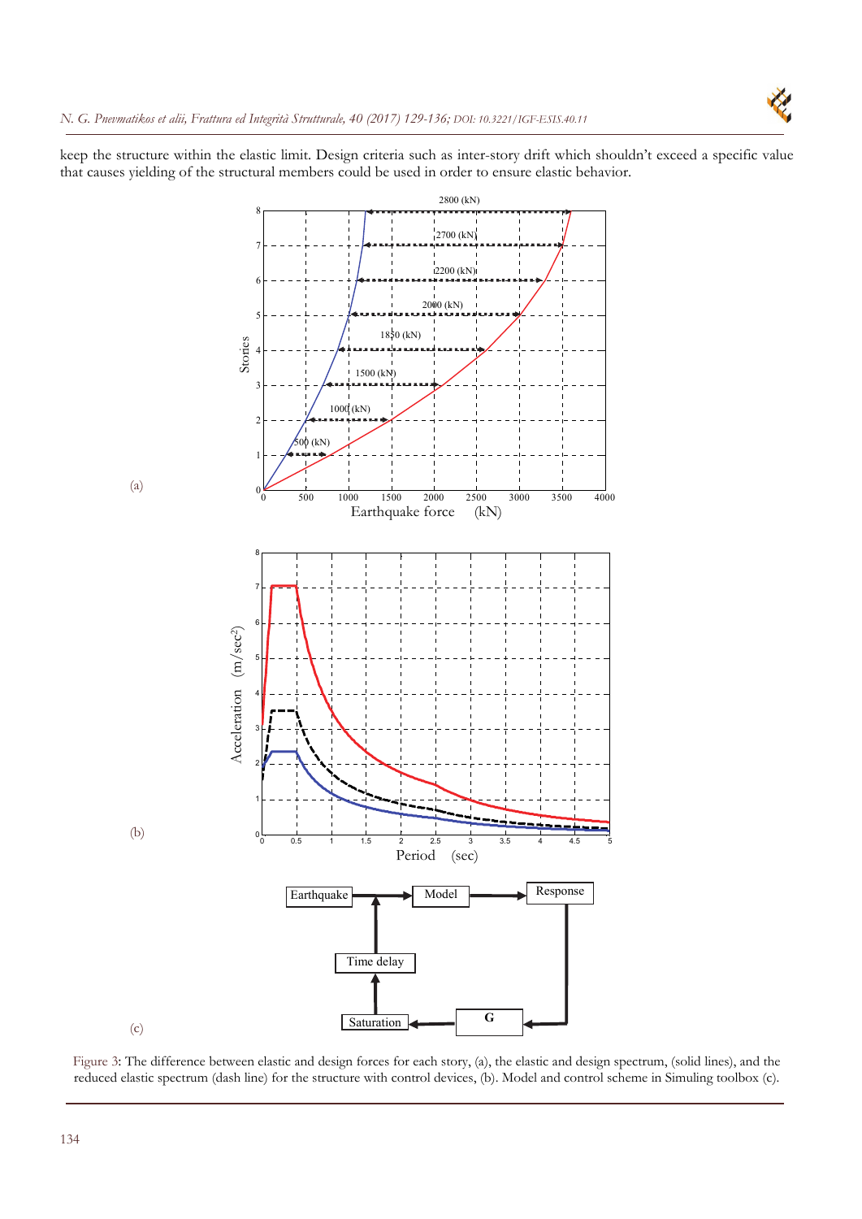keep the structure within the elastic limit. Design criteria such as inter-story drift which shouldn't exceed a specific value that causes yielding of the structural members could be used in order to ensure elastic behavior.

(a)

(b)

(c)

Figure 3: The difference between elastic and design forces for each story, (a), the elastic and design spectrum, (solid lines), and the reduced elastic spectrum (dash line) for the structure with control devices, (b). Model and control scheme in Simuling toolbox (c).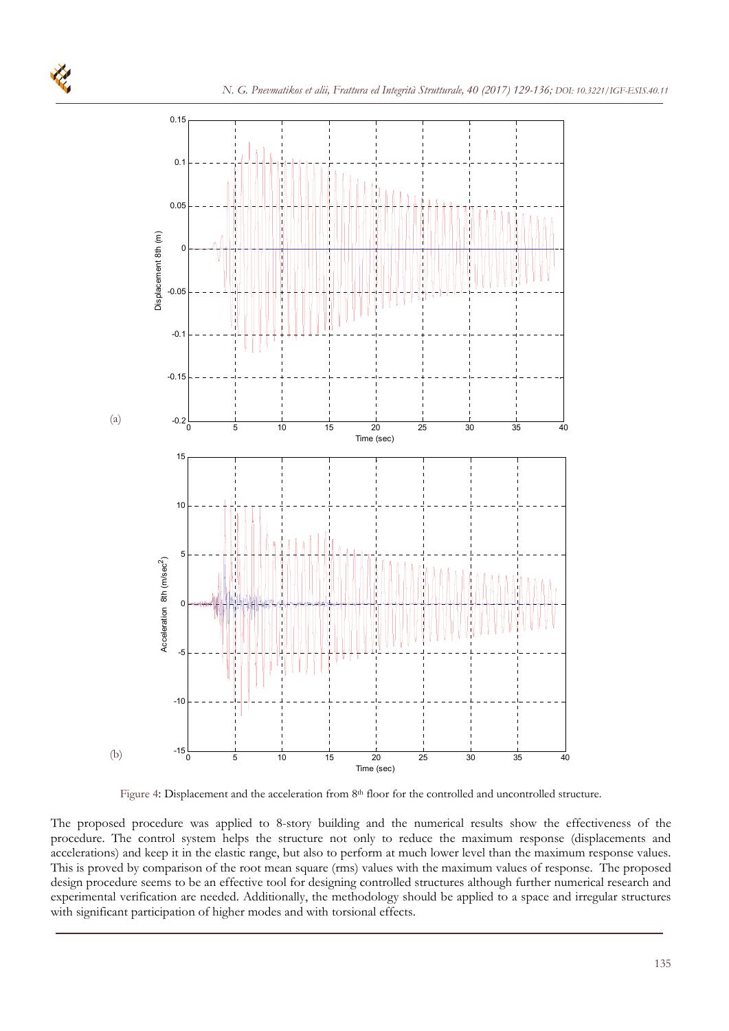(a)

(b)

Figure 4: Displacement and the acceleration from $8^{th}$ floor for the controlled and uncontrolled structure.

The proposed procedure was applied to 8-story building and the numerical results show the effectiveness of the procedure. The control system helps the structure not only to reduce the maximum response (displacements and accelerations) and keep it in the elastic range, but also to perform at much lower level than the maximum response values. This is proved by comparison of the root mean square (rms) values with the maximum values of response. The proposed design procedure seems to be an effective tool for designing controlled structures although further numerical research and experimental verification are needed. Additionally, the methodology should be applied to a space and irregular structures with significant participation of higher modes and with torsional effects.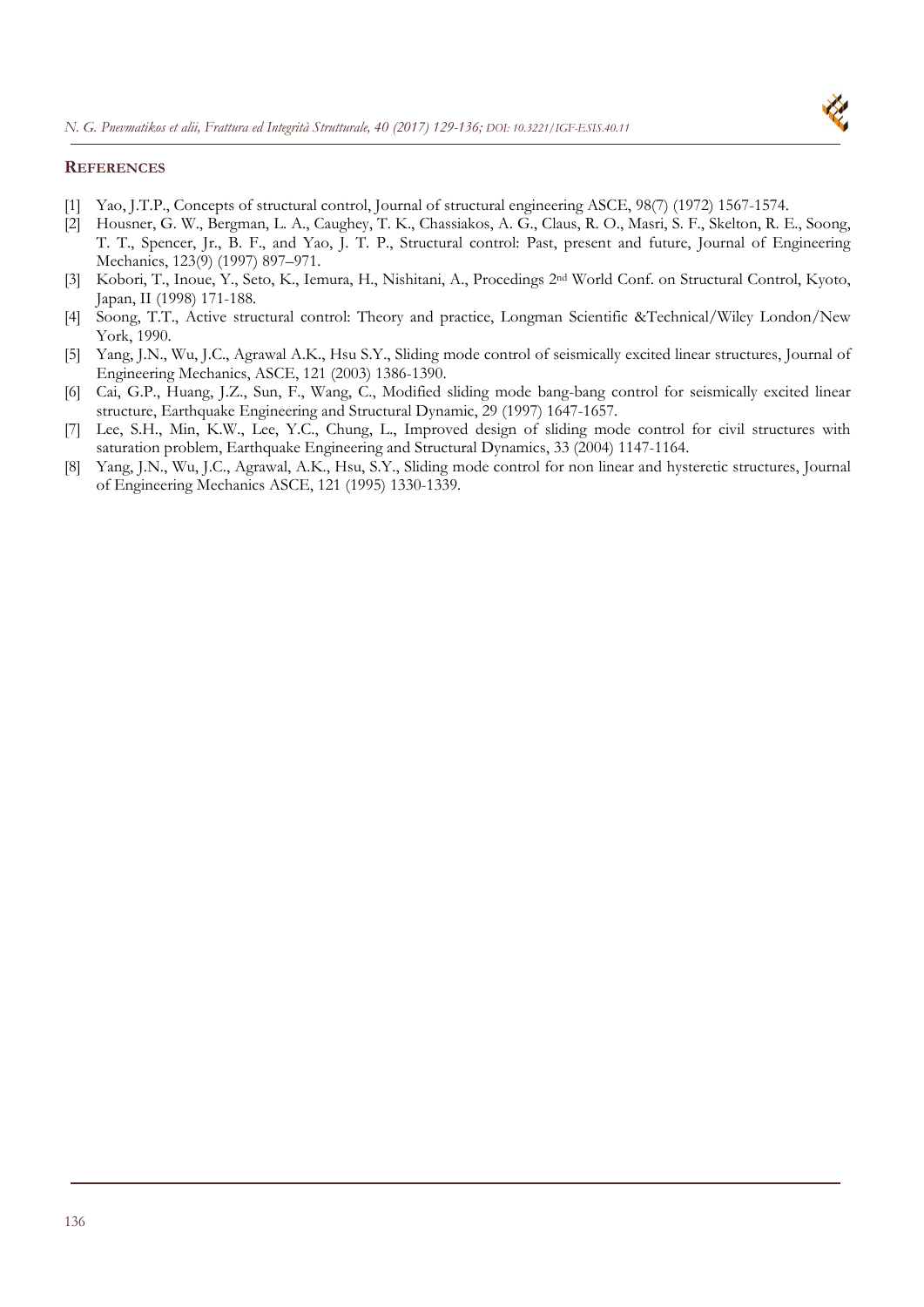## REFERENCES

[1] Yao, J.T.P., Concepts of structural control, Journal of structural engineering ASCE, 98(7) (1972) 1567-1574.

[2] Housner, G. W., Bergman, L. A., Caughey, T. K., Chassiakos, A. G., Claus, R. O., Masri, S. F., Skelton, R. E., Soong, T. T., Spencer, Jr., B. F., and Yao, J. T. P., Structural control: Past, present and future, Journal of Engineering Mechanics, 123(9) (1997) 897–971.

[3] Kobori, T., Inoue, Y., Seto, K., Iemura, H., Nishitani, A., Procedings 2nd World Conf. on Structural Control, Kyoto, Japan, II (1998) 171-188.

[4] Soong, T.T., Active structural control: Theory and practice, Longman Scientific &Technical/Wiley London/New York, 1990.

[5] Yang, J.N., Wu, J.C., Agrawal A.K., Hsu S.Y., Sliding mode control of seismically excited linear structures, Journal of Engineering Mechanics, ASCE, 121 (2003) 1386-1390.

[6] Cai, G.P., Huang, J.Z., Sun, F., Wang, C., Modified sliding mode bang-bang control for seismically excited linear structure, Earthquake Engineering and Structural Dynamic, 29 (1997) 1647-1657.

[7] Lee, S.H., Min, K.W., Lee, Y.C., Chung, L., Improved design of sliding mode control for civil structures with saturation problem, Earthquake Engineering and Structural Dynamics, 33 (2004) 1147-1164.

[8] Yang, J.N., Wu, J.C., Agrawal, A.K., Hsu, S.Y., Sliding mode control for non linear and hysteretic structures, Journal of Engineering Mechanics ASCE, 121 (1995) 1330-1339.